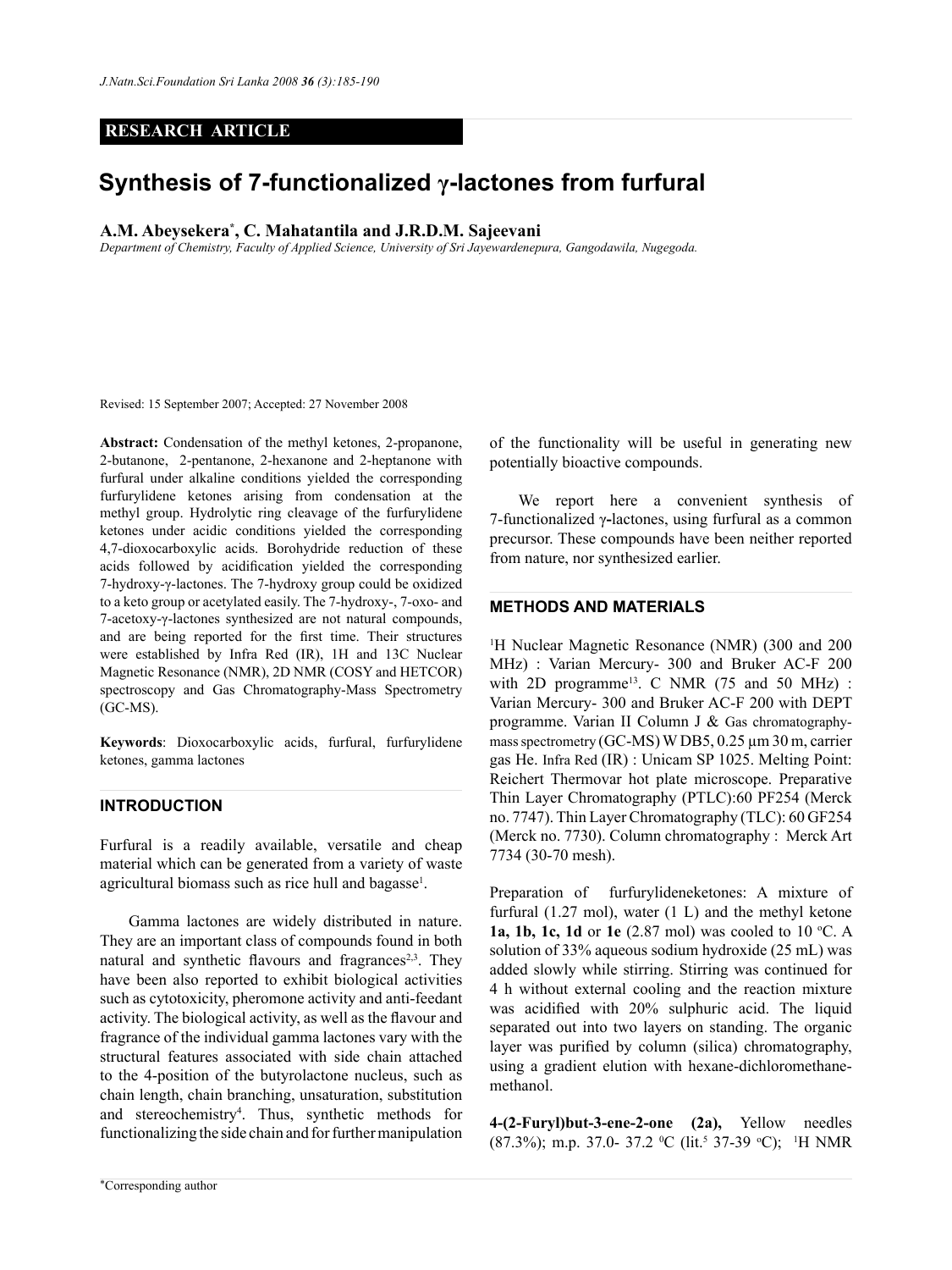**RESEARCH ARTICLE**

# Synthesis of 7-functionalized γ-lactones from furfural

**A.M. Abeysekera***, **C. Mahatantila and J.R.D.M. Sajeevani**

*Department of Chemistry, Faculty of Applied Science, University of Sri Jayewardenepura, Gangodawila, Nugegoda.*

Revised: 15 September 2007; Accepted: 27 November 2008

**Abstract:** Condensation of the methyl ketones, 2-propanone, 2-butanone, 2-pentanone, 2-hexanone and 2-heptanone with furfural under alkaline conditions yielded the corresponding furfurylidene ketones arising from condensation at the methyl group. Hydrolytic ring cleavage of the furfurylidene ketones under acidic conditions yielded the corresponding 4,7-dioxocarboxylic acids. Borohydride reduction of these acids followed by acidification yielded the corresponding 7-hydroxy-γ-lactones. The 7-hydroxy group could be oxidized to a keto group or acetylated easily. The 7-hydroxy-, 7-oxo- and 7-acetoxy-γ-lactones synthesized are not natural compounds, and are being reported for the first time. Their structures were established by Infra Red (IR), 1H and 13C Nuclear Magnetic Resonance (NMR), 2D NMR (COSY and HETCOR) spectroscopy and Gas Chromatography-Mass Spectrometry (GC-MS).

**Keywords**: Dioxocarboxylic acids, furfural, furfurylidene ketones, gamma lactones

## INTRODUCTION

Furfural is a readily available, versatile and cheap material which can be generated from a variety of waste agricultural biomass such as rice hull and bagasse[1].

Gamma lactones are widely distributed in nature. They are an important class of compounds found in both natural and synthetic flavours and fragrances[2,3]. They have been also reported to exhibit biological activities such as cytotoxicity, pheromone activity and anti-feedant activity. The biological activity, as well as the flavour and fragrance of the individual gamma lactones vary with the structural features associated with side chain attached to the 4-position of the butyrolactone nucleus, such as chain length, chain branching, unsaturation, substitution and stereochemistry[4]. Thus, synthetic methods for functionalizing the side chain and for further manipulation of the functionality will be useful in generating new potentially bioactive compounds.

We report here a convenient synthesis of 7-functionalized γ-lactones, using furfural as a common precursor. These compounds have been neither reported from nature, nor synthesized earlier.

## METHODS AND MATERIALS

$^1$H Nuclear Magnetic Resonance (NMR) (300 and 200 MHz) : Varian Mercury- 300 and Bruker AC-F 200 with 2D programme[13]. C NMR (75 and 50 MHz) : Varian Mercury- 300 and Bruker AC-F 200 with DEPT programme. Varian II Column J & Gas chromatography-mass spectrometry (GC-MS) W DB5, 0.25 μm 30 m, carrier gas He. Infra Red (IR) : Unicam SP 1025. Melting Point: Reichert Thermovar hot plate microscope. Preparative Thin Layer Chromatography (PTLC):60 PF254 (Merck no. 7747). Thin Layer Chromatography (TLC): 60 GF254 (Merck no. 7730). Column chromatography : Merck Art 7734 (30-70 mesh).

Preparation of furfurylideneketones: A mixture of furfural (1.27 mol), water (1 L) and the methyl ketone **1a, 1b, 1c, 1d** or **1e** (2.87 mol) was cooled to 10 °C. A solution of 33% aqueous sodium hydroxide (25 mL) was added slowly while stirring. Stirring was continued for 4 h without external cooling and the reaction mixture was acidified with 20% sulphuric acid. The liquid separated out into two layers on standing. The organic layer was purified by column (silica) chromatography, using a gradient elution with hexane-dichloromethane-methanol.

**4-(2-Furyl)but-3-ene-2-one (2a),** Yellow needles (87.3%); m.p. 37.0- 37.2 °C (lit.[5] 37-39 °C); $^1$H NMR

*Corresponding author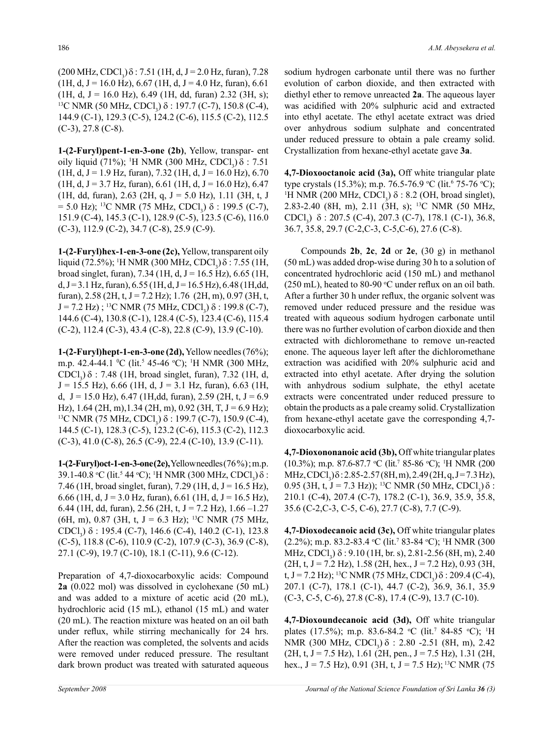(200 MHz, $CDCl_3$) δ : 7.51 (1H, d, J = 2.0 Hz, furan), 7.28 (1H, d, J = 16.0 Hz), 6.67 (1H, d, J = 4.0 Hz, furan), 6.61 (1H, d, J = 16.0 Hz), 6.49 (1H, dd, furan) 2.32 (3H, s); $^{13}$C NMR (50 MHz, $CDCl_3$) δ : 197.7 (C-7), 150.8 (C-4), 144.9 (C-1), 129.3 (C-5), 124.2 (C-6), 115.5 (C-2), 112.5 (C-3), 27.8 (C-8).

**1-(2-Furyl)pent-1-en-3-one (2b)**, Yellow, transpar- ent oily liquid (71%); $^1$H NMR (300 MHz, $CDCl_3$) δ : 7.51 (1H, d, J = 1.9 Hz, furan), 7.32 (1H, d, J = 16.0 Hz), 6.70 (1H, d, J = 3.7 Hz, furan), 6.61 (1H, d, J = 16.0 Hz), 6.47 (1H, dd, furan), 2.63 (2H, q, J = 5.0 Hz), 1.11 (3H, t, J = 5.0 Hz); $^{13}$C NMR (75 MHz, $CDCl_3$) δ : 199.5 (C-7), 151.9 (C-4), 145.3 (C-1), 128.9 (C-5), 123.5 (C-6), 116.0 (C-3), 112.9 (C-2), 34.7 (C-8), 25.9 (C-9).

**1-(2-Furyl)hex-1-en-3-one (2c),** Yellow, transparent oily liquid (72.5%); $^1$H NMR (300 MHz, $CDCl_3$) δ : 7.55 (1H, broad singlet, furan), 7.34 (1H, d, J = 16.5 Hz), 6.65 (1H, d, J = 3.1 Hz, furan), 6.55 (1H, d, J = 16.5 Hz), 6.48 (1H,dd, furan), 2.58 (2H, t, J = 7.2 Hz); 1.76 (2H, m), 0.97 (3H, t, J = 7.2 Hz) ; $^{13}$C NMR (75 MHz, $CDCl_3$) δ : 199.8 (C-7), 144.6 (C-4), 130.8 (C-1), 128.4 (C-5), 123.4 (C-6), 115.4 (C-2), 112.4 (C-3), 43.4 (C-8), 22.8 (C-9), 13.9 (C-10).

**1-(2-Furyl)hept-1-en-3-one (2d),** Yellow needles (76%); m.p. 42.4-44.1 $^0$C (lit.[5] 45-46 °C); $^1$H NMR (300 MHz, $CDCl_3$) δ : 7.48 (1H, broad singlet, furan), 7.32 (1H, d, J = 15.5 Hz), 6.66 (1H, d, J = 3.1 Hz, furan), 6.63 (1H, d, J = 15.0 Hz), 6.47 (1H,dd, furan), 2.59 (2H, t, J = 6.9 Hz), 1.64 (2H, m),1.34 (2H, m), 0.92 (3H, T, J = 6.9 Hz); $^{13}$C NMR (75 MHz, $CDCl_3$) δ : 199.7 (C-7), 150.9 (C-4), 144.5 (C-1), 128.3 (C-5), 123.2 (C-6), 115.3 (C-2), 112.3 (C-3), 41.0 (C-8), 26.5 (C-9), 22.4 (C-10), 13.9 (C-11).

**1-(2-Furyl)oct-1-en-3-one(2e),** Yellow needles (76%); m.p. 39.1-40.8 °C (lit.[5] 44 °C); $^1$H NMR (300 MHz, $CDCl_3$) δ : 7.46 (1H, broad singlet, furan), 7.29 (1H, d, J = 16.5 Hz), 6.66 (1H, d, J = 3.0 Hz, furan), 6.61 (1H, d, J = 16.5 Hz), 6.44 (1H, dd, furan), 2.56 (2H, t, J = 7.2 Hz), 1.66 –1.27 (6H, m), 0.87 (3H, t, J = 6.3 Hz); $^{13}$C NMR (75 MHz, $CDCl_3$) δ : 195.4 (C-7), 146.6 (C-4), 140.2 (C-1), 123.8 (C-5), 118.8 (C-6), 110.9 (C-2), 107.9 (C-3), 36.9 (C-8), 27.1 (C-9), 19.7 (C-10), 18.1 (C-11), 9.6 (C-12).

Preparation of 4,7-dioxocarboxylic acids: Compound **2a** (0.022 mol) was dissolved in cyclohexane (50 mL) and was added to a mixture of acetic acid (20 mL), hydrochloric acid (15 mL), ethanol (15 mL) and water (20 mL). The reaction mixture was heated on an oil bath under reflux, while stirring mechanically for 24 hrs. After the reaction was completed, the solvents and acids were removed under reduced pressure. The resultant dark brown product was treated with saturated aqueous sodium hydrogen carbonate until there was no further evolution of carbon dioxide, and then extracted with diethyl ether to remove unreacted **2a**. The aqueous layer was acidified with 20% sulphuric acid and extracted into ethyl acetate. The ethyl acetate extract was dried over anhydrous sodium sulphate and concentrated under reduced pressure to obtain a pale creamy solid. Crystallization from hexane-ethyl acetate gave **3a**.

**4,7-Dioxooctanoic acid (3a),** Off white triangular plate type crystals (15.3%); m.p. 76.5-76.9 °C (lit.[6] 75-76 °C); $^1$H NMR (200 MHz, $CDCl_3$) δ : 8.2 (OH, broad singlet), 2.83-2.40 (8H, m), 2.11 (3H, s); $^{13}$C NMR (50 MHz, $CDCl_3$) δ : 207.5 (C-4), 207.3 (C-7), 178.1 (C-1), 36.8, 36.7, 35.8, 29.7 (C-2,C-3, C-5,C-6), 27.6 (C-8).

Compounds **2b**, **2c**, **2d** or **2e**, (30 g) in methanol (50 mL) was added drop-wise during 30 h to a solution of concentrated hydrochloric acid (150 mL) and methanol (250 mL), heated to 80-90 °C under reflux on an oil bath. After a further 30 h under reflux, the organic solvent was removed under reduced pressure and the residue was treated with aqueous sodium hydrogen carbonate until there was no further evolution of carbon dioxide and then extracted with dichloromethane to remove un-reacted enone. The aqueous layer left after the dichloromethane extraction was acidified with 20% sulphuric acid and extracted into ethyl acetate. After drying the solution with anhydrous sodium sulphate, the ethyl acetate extracts were concentrated under reduced pressure to obtain the products as a pale creamy solid. Crystallization from hexane-ethyl acetate gave the corresponding 4,7-dioxocarboxylic acid.

**4,7-Dioxononanoic acid (3b),** Off white triangular plates (10.3%); m.p. 87.6-87.7 °C (lit.[7] 85-86 °C); $^1$H NMR (200 MHz, $CDCl_3$) δ : 2.85-2.57 (8H, m), 2.49 (2H, q, J = 7.3 Hz), 0.95 (3H, t, J = 7.3 Hz)); $^{13}$C NMR (50 MHz, $CDCl_3$) δ : 210.1 (C-4), 207.4 (C-7), 178.2 (C-1), 36.9, 35.9, 35.8, 35.6 (C-2,C-3, C-5, C-6), 27.7 (C-8), 7.7 (C-9).

**4,7-Dioxodecanoic acid (3c),** Off white triangular plates (2.2%); m.p. 83.2-83.4 °C (lit.[7] 83-84 °C); $^1$H NMR (300 MHz, $CDCl_3$) δ : 9.10 (1H, br. s), 2.81-2.56 (8H, m), 2.40 (2H, t, J = 7.2 Hz), 1.58 (2H, hex., J = 7.2 Hz), 0.93 (3H, t, J = 7.2 Hz); $^{13}$C NMR (75 MHz, $CDCl_3$) δ : 209.4 (C-4), 207.1 (C-7), 178.1 (C-1), 44.7 (C-2), 36.9, 36.1, 35.9 (C-3, C-5, C-6), 27.8 (C-8), 17.4 (C-9), 13.7 (C-10).

**4,7-Dioxoundecanoic acid (3d),** Off white triangular plates (17.5%); m.p. 83.6-84.2 °C (lit.[7] 84-85 °C); $^1$H NMR (300 MHz, $CDCl_3$) δ : 2.80 -2.51 (8H, m), 2.42 (2H, t, J = 7.5 Hz), 1.61 (2H, pen., J = 7.5 Hz), 1.31 (2H, hex., J = 7.5 Hz), 0.91 (3H, t, J = 7.5 Hz); $^{13}$C NMR (75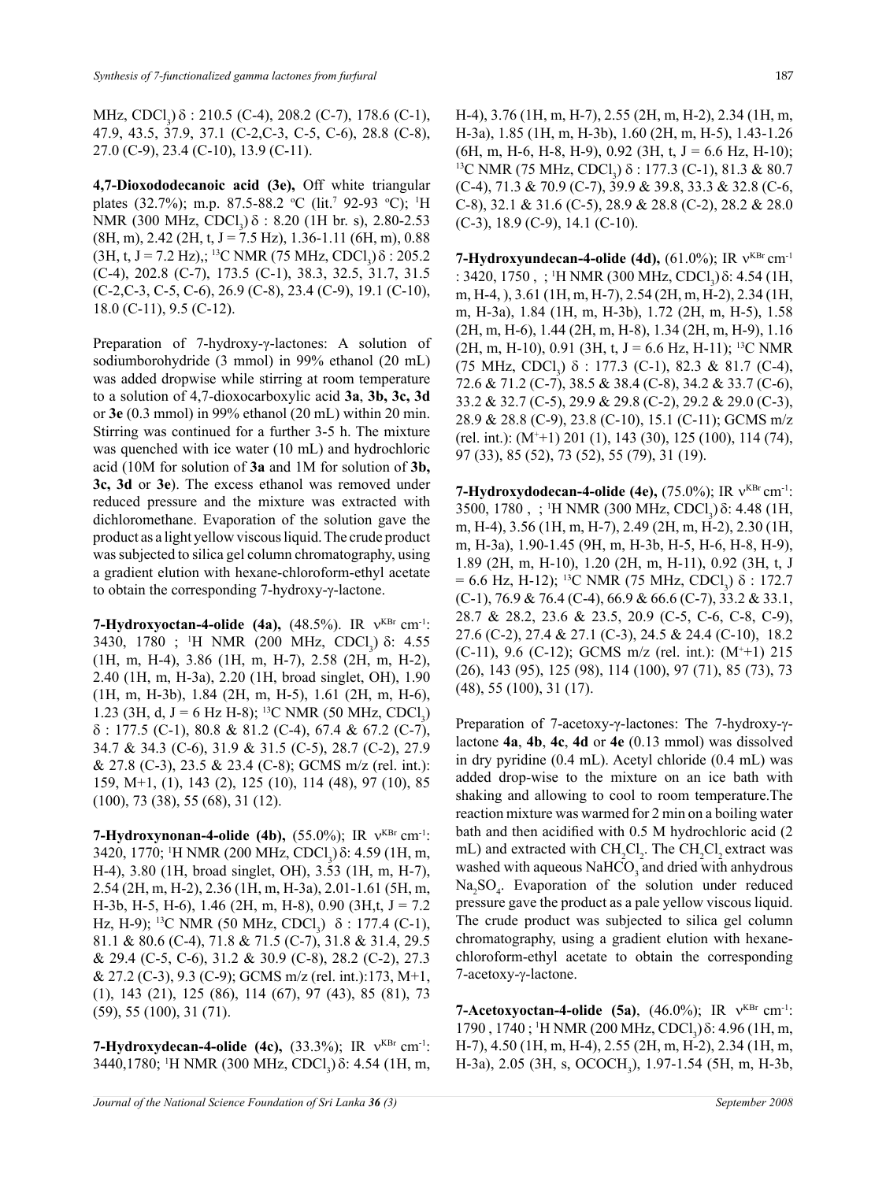MHz, $CDCl_3$) δ : 210.5 (C-4), 208.2 (C-7), 178.6 (C-1), 47.9, 43.5, 37.9, 37.1 (C-2,C-3, C-5, C-6), 28.8 (C-8), 27.0 (C-9), 23.4 (C-10), 13.9 (C-11).

**4,7-Dioxododecanoic acid (3e),** Off white triangular plates (32.7%); m.p. 87.5-88.2 °C (lit.[7] 92-93 °C); $^1$H NMR (300 MHz, $CDCl_3$) δ : 8.20 (1H br. s), 2.80-2.53 (8H, m), 2.42 (2H, t, J = 7.5 Hz), 1.36-1.11 (6H, m), 0.88 (3H, t, J = 7.2 Hz),; $^{13}$C NMR (75 MHz, $CDCl_3$) δ : 205.2 (C-4), 202.8 (C-7), 173.5 (C-1), 38.3, 32.5, 31.7, 31.5 (C-2,C-3, C-5, C-6), 26.9 (C-8), 23.4 (C-9), 19.1 (C-10), 18.0 (C-11), 9.5 (C-12).

Preparation of 7-hydroxy-γ-lactones: A solution of sodiumborohydride (3 mmol) in 99% ethanol (20 mL) was added dropwise while stirring at room temperature to a solution of 4,7-dioxocarboxylic acid **3a**, **3b, 3c, 3d** or **3e** (0.3 mmol) in 99% ethanol (20 mL) within 20 min. Stirring was continued for a further 3-5 h. The mixture was quenched with ice water (10 mL) and hydrochloric acid (10M for solution of **3a** and 1M for solution of **3b, 3c, 3d** or **3e**). The excess ethanol was removed under reduced pressure and the mixture was extracted with dichloromethane. Evaporation of the solution gave the product as a light yellow viscous liquid. The crude product was subjected to silica gel column chromatography, using a gradient elution with hexane-chloroform-ethyl acetate to obtain the corresponding 7-hydroxy-γ-lactone.

**7-Hydroxyoctan-4-olide (4a),** (48.5%). IR $\nu^{KBr}$ cm$^{-1}$: 3430, 1780 ; $^1$H NMR (200 MHz, $CDCl_3$) δ: 4.55 (1H, m, H-4), 3.86 (1H, m, H-7), 2.58 (2H, m, H-2), 2.40 (1H, m, H-3a), 2.20 (1H, broad singlet, OH), 1.90 (1H, m, H-3b), 1.84 (2H, m, H-5), 1.61 (2H, m, H-6), 1.23 (3H, d, J = 6 Hz H-8); $^{13}$C NMR (50 MHz, $CDCl_3$) δ : 177.5 (C-1), 80.8 & 81.2 (C-4), 67.4 & 67.2 (C-7), 34.7 & 34.3 (C-6), 31.9 & 31.5 (C-5), 28.7 (C-2), 27.9 & 27.8 (C-3), 23.5 & 23.4 (C-8); GCMS m/z (rel. int.): 159, M+1, (1), 143 (2), 125 (10), 114 (48), 97 (10), 85 (100), 73 (38), 55 (68), 31 (12).

**7-Hydroxynonan-4-olide (4b),** (55.0%); IR $\nu^{KBr}$ cm$^{-1}$: 3420, 1770; $^1$H NMR (200 MHz, $CDCl_3$) δ: 4.59 (1H, m, H-4), 3.80 (1H, broad singlet, OH), 3.53 (1H, m, H-7), 2.54 (2H, m, H-2), 2.36 (1H, m, H-3a), 2.01-1.61 (5H, m, H-3b, H-5, H-6), 1.46 (2H, m, H-8), 0.90 (3H,t, J = 7.2 Hz, H-9); $^{13}$C NMR (50 MHz, $CDCl_3$) δ : 177.4 (C-1), 81.1 & 80.6 (C-4), 71.8 & 71.5 (C-7), 31.8 & 31.4, 29.5 & 29.4 (C-5, C-6), 31.2 & 30.9 (C-8), 28.2 (C-2), 27.3 & 27.2 (C-3), 9.3 (C-9); GCMS m/z (rel. int.):173, M+1, (1), 143 (21), 125 (86), 114 (67), 97 (43), 85 (81), 73 (59), 55 (100), 31 (71).

**7-Hydroxydecan-4-olide (4c),** (33.3%); IR $\nu^{KBr}$ cm$^{-1}$: 3440,1780; $^1$H NMR (300 MHz, $CDCl_3$) δ: 4.54 (1H, m, H-4), 3.76 (1H, m, H-7), 2.55 (2H, m, H-2), 2.34 (1H, m, H-3a), 1.85 (1H, m, H-3b), 1.60 (2H, m, H-5), 1.43-1.26 (6H, m, H-6, H-8, H-9), 0.92 (3H, t, J = 6.6 Hz, H-10); $^{13}$C NMR (75 MHz, $CDCl_3$) δ : 177.3 (C-1), 81.3 & 80.7 (C-4), 71.3 & 70.9 (C-7), 39.9 & 39.8, 33.3 & 32.8 (C-6, C-8), 32.1 & 31.6 (C-5), 28.9 & 28.8 (C-2), 28.2 & 28.0 (C-3), 18.9 (C-9), 14.1 (C-10).

**7-Hydroxyundecan-4-olide (4d),** (61.0%); IR $\nu^{KBr}$ cm$^{-1}$ : 3420, 1750 , ; $^1$H NMR (300 MHz, $CDCl_3$) δ: 4.54 (1H, m, H-4, ), 3.61 (1H, m, H-7), 2.54 (2H, m, H-2), 2.34 (1H, m, H-3a), 1.84 (1H, m, H-3b), 1.72 (2H, m, H-5), 1.58 (2H, m, H-6), 1.44 (2H, m, H-8), 1.34 (2H, m, H-9), 1.16 (2H, m, H-10), 0.91 (3H, t, J = 6.6 Hz, H-11); $^{13}$C NMR (75 MHz, $CDCl_3$) δ : 177.3 (C-1), 82.3 & 81.7 (C-4), 72.6 & 71.2 (C-7), 38.5 & 38.4 (C-8), 34.2 & 33.7 (C-6), 33.2 & 32.7 (C-5), 29.9 & 29.8 (C-2), 29.2 & 29.0 (C-3), 28.9 & 28.8 (C-9), 23.8 (C-10), 15.1 (C-11); GCMS m/z (rel. int.): ($M^+$+1) 201 (1), 143 (30), 125 (100), 114 (74), 97 (33), 85 (52), 73 (52), 55 (79), 31 (19).

**7-Hydroxydodecan-4-olide (4e),** (75.0%); IR $\nu^{KBr}$ cm$^{-1}$: 3500, 1780 , ; $^1$H NMR (300 MHz, $CDCl_3$) δ: 4.48 (1H, m, H-4), 3.56 (1H, m, H-7), 2.49 (2H, m, H-2), 2.30 (1H, m, H-3a), 1.90-1.45 (9H, m, H-3b, H-5, H-6, H-8, H-9), 1.89 (2H, m, H-10), 1.20 (2H, m, H-11), 0.92 (3H, t, J = 6.6 Hz, H-12); $^{13}$C NMR (75 MHz, $CDCl_3$) δ : 172.7 (C-1), 76.9 & 76.4 (C-4), 66.9 & 66.6 (C-7), 33.2 & 33.1, 28.7 & 28.2, 23.6 & 23.5, 20.9 (C-5, C-6, C-8, C-9), 27.6 (C-2), 27.4 & 27.1 (C-3), 24.5 & 24.4 (C-10), 18.2 (C-11), 9.6 (C-12); GCMS m/z (rel. int.): ($M^+$+1) 215 (26), 143 (95), 125 (98), 114 (100), 97 (71), 85 (73), 73 (48), 55 (100), 31 (17).

Preparation of 7-acetoxy-γ-lactones: The 7-hydroxy-γ-lactone **4a**, **4b**, **4c**, **4d** or **4e** (0.13 mmol) was dissolved in dry pyridine (0.4 mL). Acetyl chloride (0.4 mL) was added drop-wise to the mixture on an ice bath with shaking and allowing to cool to room temperature.The reaction mixture was warmed for 2 min on a boiling water bath and then acidified with 0.5 M hydrochloric acid (2 mL) and extracted with $CH_2Cl_2$. The $CH_2Cl_2$ extract was washed with aqueous $NaHCO_3$ and dried with anhydrous $Na_2SO_4$. Evaporation of the solution under reduced pressure gave the product as a pale yellow viscous liquid. The crude product was subjected to silica gel column chromatography, using a gradient elution with hexane-chloroform-ethyl acetate to obtain the corresponding 7-acetoxy-γ-lactone.

**7-Acetoxyoctan-4-olide (5a)**, (46.0%); IR $\nu^{KBr}$ cm$^{-1}$: 1790 , 1740 ; $^1$H NMR (200 MHz, $CDCl_3$) δ: 4.96 (1H, m, H-7), 4.50 (1H, m, H-4), 2.55 (2H, m, H-2), 2.34 (1H, m, H-3a), 2.05 (3H, s, $OCOCH_3$), 1.97-1.54 (5H, m, H-3b,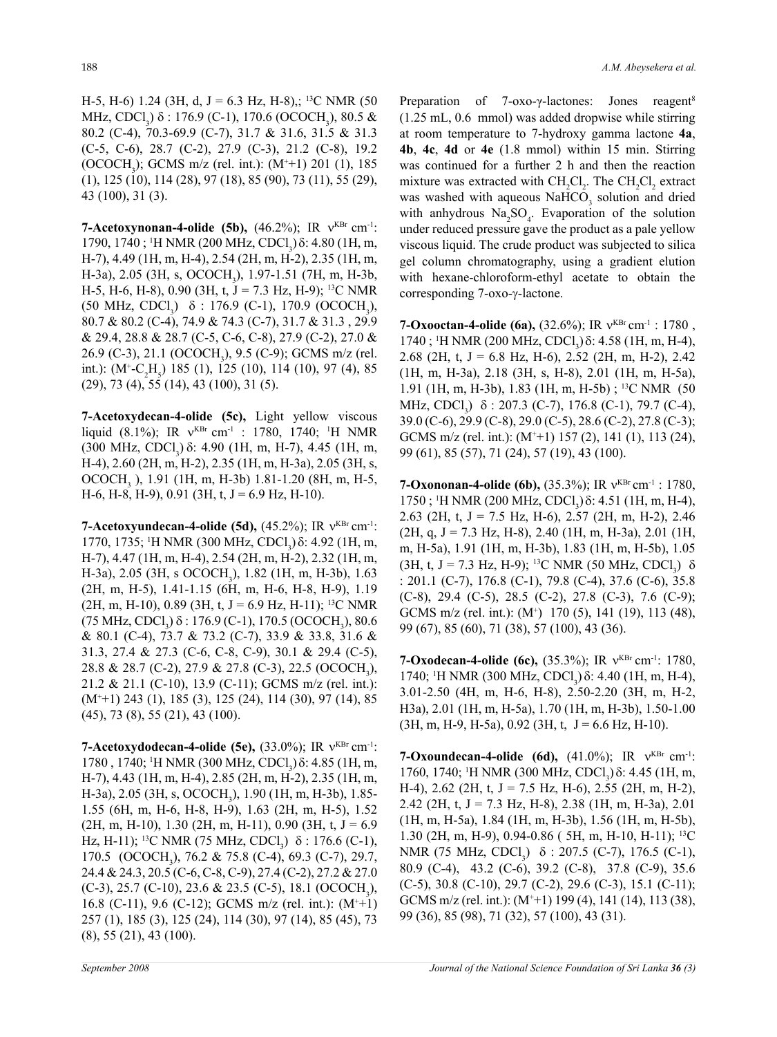H-5, H-6) 1.24 (3H, d, J = 6.3 Hz, H-8),; $^{13}$C NMR (50 MHz, $CDCl_3$) δ : 176.9 (C-1), 170.6 ($OCOCH_3$), 80.5 & 80.2 (C-4), 70.3-69.9 (C-7), 31.7 & 31.6, 31.5 & 31.3 (C-5, C-6), 28.7 (C-2), 27.9 (C-3), 21.2 (C-8), 19.2 ($OCOCH_3$); GCMS m/z (rel. int.): ($M^+$+1) 201 (1), 185 (1), 125 (10), 114 (28), 97 (18), 85 (90), 73 (11), 55 (29), 43 (100), 31 (3).

**7-Acetoxynonan-4-olide (5b),** (46.2%); IR $\nu^{KBr}$ cm$^{-1}$: 1790, 1740 ; $^1$H NMR (200 MHz, $CDCl_3$) δ: 4.80 (1H, m, H-7), 4.49 (1H, m, H-4), 2.54 (2H, m, H-2), 2.35 (1H, m, H-3a), 2.05 (3H, s, $OCOCH_3$), 1.97-1.51 (7H, m, H-3b, H-5, H-6, H-8), 0.90 (3H, t, J = 7.3 Hz, H-9); $^{13}$C NMR (50 MHz, $CDCl_3$) δ : 176.9 (C-1), 170.9 ($OCOCH_3$), 80.7 & 80.2 (C-4), 74.9 & 74.3 (C-7), 31.7 & 31.3 , 29.9 & 29.4, 28.8 & 28.7 (C-5, C-6, C-8), 27.9 (C-2), 27.0 & 26.9 (C-3), 21.1 ($OCOCH_3$), 9.5 (C-9); GCMS m/z (rel. int.): ($M^+$-$C_2H_5$) 185 (1), 125 (10), 114 (10), 97 (4), 85 (29), 73 (4), 55 (14), 43 (100), 31 (5).

**7-Acetoxydecan-4-olide (5c),** Light yellow viscous liquid (8.1%); IR $\nu^{KBr}$ cm$^{-1}$ : 1780, 1740; $^1$H NMR (300 MHz, $CDCl_3$) δ: 4.90 (1H, m, H-7), 4.45 (1H, m, H-4), 2.60 (2H, m, H-2), 2.35 (1H, m, H-3a), 2.05 (3H, s, $OCOCH_3$ ), 1.91 (1H, m, H-3b) 1.81-1.20 (8H, m, H-5, H-6, H-8, H-9), 0.91 (3H, t, J = 6.9 Hz, H-10).

**7-Acetoxyundecan-4-olide (5d),** (45.2%); IR $\nu^{KBr}$ cm$^{-1}$: 1770, 1735; $^1$H NMR (300 MHz, $CDCl_3$) δ: 4.92 (1H, m, H-7), 4.47 (1H, m, H-4), 2.54 (2H, m, H-2), 2.32 (1H, m, H-3a), 2.05 (3H, s $OCOCH_3$), 1.82 (1H, m, H-3b), 1.63 (2H, m, H-5), 1.41-1.15 (6H, m, H-6, H-8, H-9), 1.19 (2H, m, H-10), 0.89 (3H, t, J = 6.9 Hz, H-11); $^{13}$C NMR (75 MHz, $CDCl_3$) δ : 176.9 (C-1), 170.5 ($OCOCH_3$), 80.6 & 80.1 (C-4), 73.7 & 73.2 (C-7), 33.9 & 33.8, 31.6 & 31.3, 27.4 & 27.3 (C-6, C-8, C-9), 30.1 & 29.4 (C-5), 28.8 & 28.7 (C-2), 27.9 & 27.8 (C-3), 22.5 ($OCOCH_3$), 21.2 & 21.1 (C-10), 13.9 (C-11); GCMS m/z (rel. int.): ($M^+$+1) 243 (1), 185 (3), 125 (24), 114 (30), 97 (14), 85 (45), 73 (8), 55 (21), 43 (100).

**7-Acetoxydodecan-4-olide (5e),** (33.0%); IR $\nu^{KBr}$ cm$^{-1}$: 1780 , 1740; $^1$H NMR (300 MHz, $CDCl_3$) δ: 4.85 (1H, m, H-7), 4.43 (1H, m, H-4), 2.85 (2H, m, H-2), 2.35 (1H, m, H-3a), 2.05 (3H, s, $OCOCH_3$), 1.90 (1H, m, H-3b), 1.85-1.55 (6H, m, H-6, H-8, H-9), 1.63 (2H, m, H-5), 1.52 (2H, m, H-10), 1.30 (2H, m, H-11), 0.90 (3H, t, J = 6.9 Hz, H-11); $^{13}$C NMR (75 MHz, $CDCl_3$) δ : 176.6 (C-1), 170.5 ($OCOCH_3$), 76.2 & 75.8 (C-4), 69.3 (C-7), 29.7, 24.4 & 24.3, 20.5 (C-6, C-8, C-9), 27.4 (C-2), 27.2 & 27.0 (C-3), 25.7 (C-10), 23.6 & 23.5 (C-5), 18.1 ($OCOCH_3$), 16.8 (C-11), 9.6 (C-12); GCMS m/z (rel. int.): ($M^+$+1) 257 (1), 185 (3), 125 (24), 114 (30), 97 (14), 85 (45), 73 (8), 55 (21), 43 (100).

Preparation of 7-oxo-γ-lactones: Jones reagent[8] (1.25 mL, 0.6 mmol) was added dropwise while stirring at room temperature to 7-hydroxy gamma lactone **4a**, **4b**, **4c**, **4d** or **4e** (1.8 mmol) within 15 min. Stirring was continued for a further 2 h and then the reaction mixture was extracted with $CH_2Cl_2$. The $CH_2Cl_2$ extract was washed with aqueous $NaHCO_3$ solution and dried with anhydrous $Na_2SO_4$. Evaporation of the solution under reduced pressure gave the product as a pale yellow viscous liquid. The crude product was subjected to silica gel column chromatography, using a gradient elution with hexane-chloroform-ethyl acetate to obtain the corresponding 7-oxo-γ-lactone.

**7-Oxooctan-4-olide (6a),** (32.6%); IR $\nu^{KBr}$ cm$^{-1}$ : 1780 , 1740 ; $^1$H NMR (200 MHz, $CDCl_3$) δ: 4.58 (1H, m, H-4), 2.68 (2H, t, J = 6.8 Hz, H-6), 2.52 (2H, m, H-2), 2.42 (1H, m, H-3a), 2.18 (3H, s, H-8), 2.01 (1H, m, H-5a), 1.91 (1H, m, H-3b), 1.83 (1H, m, H-5b) ; $^{13}$C NMR (50 MHz, $CDCl_3$) δ : 207.3 (C-7), 176.8 (C-1), 79.7 (C-4), 39.0 (C-6), 29.9 (C-8), 29.0 (C-5), 28.6 (C-2), 27.8 (C-3); GCMS m/z (rel. int.): ($M^+$+1) 157 (2), 141 (1), 113 (24), 99 (61), 85 (57), 71 (24), 57 (19), 43 (100).

**7-Oxononan-4-olide (6b),** (35.3%); IR $\nu^{KBr}$ cm$^{-1}$ : 1780, 1750 ; $^1$H NMR (200 MHz, $CDCl_3$) δ: 4.51 (1H, m, H-4), 2.63 (2H, t, J = 7.5 Hz, H-6), 2.57 (2H, m, H-2), 2.46 (2H, q, J = 7.3 Hz, H-8), 2.40 (1H, m, H-3a), 2.01 (1H, m, H-5a), 1.91 (1H, m, H-3b), 1.83 (1H, m, H-5b), 1.05 (3H, t, J = 7.3 Hz, H-9); $^{13}$C NMR (50 MHz, $CDCl_3$) δ : 201.1 (C-7), 176.8 (C-1), 79.8 (C-4), 37.6 (C-6), 35.8 (C-8), 29.4 (C-5), 28.5 (C-2), 27.8 (C-3), 7.6 (C-9); GCMS m/z (rel. int.): ($M^+$) 170 (5), 141 (19), 113 (48), 99 (67), 85 (60), 71 (38), 57 (100), 43 (36).

**7-Oxodecan-4-olide (6c),** (35.3%); IR $\nu^{KBr}$ cm$^{-1}$: 1780, 1740; $^1$H NMR (300 MHz, $CDCl_3$) δ: 4.40 (1H, m, H-4), 3.01-2.50 (4H, m, H-6, H-8), 2.50-2.20 (3H, m, H-2, H3a), 2.01 (1H, m, H-5a), 1.70 (1H, m, H-3b), 1.50-1.00 (3H, m, H-9, H-5a), 0.92 (3H, t, J = 6.6 Hz, H-10).

**7-Oxoundecan-4-olide (6d),** (41.0%); IR $\nu^{KBr}$ cm$^{-1}$: 1760, 1740; $^1$H NMR (300 MHz, $CDCl_3$) δ: 4.45 (1H, m, H-4), 2.62 (2H, t, J = 7.5 Hz, H-6), 2.55 (2H, m, H-2), 2.42 (2H, t, J = 7.3 Hz, H-8), 2.38 (1H, m, H-3a), 2.01 (1H, m, H-5a), 1.84 (1H, m, H-3b), 1.56 (1H, m, H-5b), 1.30 (2H, m, H-9), 0.94-0.86 ( 5H, m, H-10, H-11); $^{13}$C NMR (75 MHz, $CDCl_3$) δ : 207.5 (C-7), 176.5 (C-1), 80.9 (C-4), 43.2 (C-6), 39.2 (C-8), 37.8 (C-9), 35.6 (C-5), 30.8 (C-10), 29.7 (C-2), 29.6 (C-3), 15.1 (C-11); GCMS m/z (rel. int.): ($M^+$+1) 199 (4), 141 (14), 113 (38), 99 (36), 85 (98), 71 (32), 57 (100), 43 (31).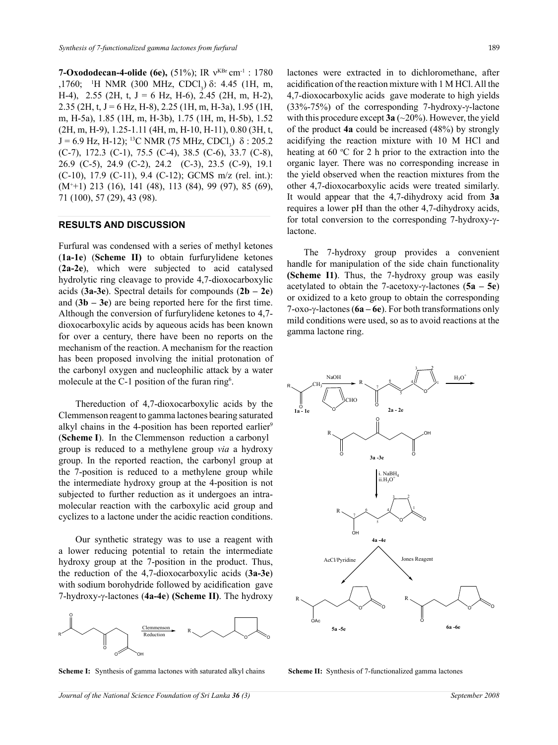**7-Oxododecan-4-olide (6e),** (51%); IR $\nu^{KBr}$ cm$^{-1}$ : 1780 ,1760; $^{1}$H NMR (300 MHz, $CDCl_3$) δ: 4.45 (1H, m, H-4), 2.55 (2H, t, J = 6 Hz, H-6), 2.45 (2H, m, H-2), 2.35 (2H, t, J = 6 Hz, H-8), 2.25 (1H, m, H-3a), 1.95 (1H, m, H-5a), 1.85 (1H, m, H-3b), 1.75 (1H, m, H-5b), 1.52 (2H, m, H-9), 1.25-1.11 (4H, m, H-10, H-11), 0.80 (3H, t, J = 6.9 Hz, H-12); $^{13}$C NMR (75 MHz, $CDCl_3$) δ : 205.2 (C-7), 172.3 (C-1), 75.5 (C-4), 38.5 (C-6), 33.7 (C-8), 26.9 (C-5), 24.9 (C-2), 24.2 (C-3), 23.5 (C-9), 19.1 (C-10), 17.9 (C-11), 9.4 (C-12); GCMS m/z (rel. int.): ($M^{+}$+1) 213 (16), 141 (48), 113 (84), 99 (97), 85 (69), 71 (100), 57 (29), 43 (98).

## RESULTS AND DISCUSSION

Furfural was condensed with a series of methyl ketones (**1a-1e**) (**Scheme II)** to obtain furfurylidene ketones (**2a-2e**), which were subjected to acid catalysed hydrolytic ring cleavage to provide 4,7-dioxocarboxylic acids (**3a-3e**). Spectral details for compounds (**2b – 2e**) and (**3b – 3e**) are being reported here for the first time. Although the conversion of furfurylidene ketones to 4,7-dioxocarboxylic acids by aqueous acids has been known for over a century, there have been no reports on the mechanism of the reaction. A mechanism for the reaction has been proposed involving the initial protonation of the carbonyl oxygen and nucleophilic attack by a water molecule at the C-1 position of the furan ring[6].

Thereduction of 4,7-dioxocarboxylic acids by the Clemmenson reagent to gamma lactones bearing saturated alkyl chains in the 4-position has been reported earlier[9] (**Scheme I**). In the Clemmenson reduction a carbonyl group is reduced to a methylene group *via* a hydroxy group. In the reported reaction, the carbonyl group at the 7-position is reduced to a methylene group while the intermediate hydroxy group at the 4-position is not subjected to further reduction as it undergoes an intra-molecular reaction with the carboxylic acid group and cyclizes to a lactone under the acidic reaction conditions.

Our synthetic strategy was to use a reagent with a lower reducing potential to retain the intermediate hydroxy group at the 7-position in the product. Thus, the reduction of the 4,7-dioxocarboxylic acids (**3a-3e**) with sodium borohydride followed by acidification gave 7-hydroxy-γ-lactones (**4a-4e**) **(Scheme II)**. The hydroxy lactones were extracted in to dichloromethane, after acidification of the reaction mixture with 1 M HCl. All the 4,7-dioxocarboxylic acids gave moderate to high yields (33%-75%) of the corresponding 7-hydroxy-γ-lactone with this procedure except **3a** (~20%). However, the yield of the product **4a** could be increased (48%) by strongly acidifying the reaction mixture with 10 M HCl and heating at 60 °C for 2 h prior to the extraction into the organic layer. There was no corresponding increase in the yield observed when the reaction mixtures from the other 4,7-dioxocarboxylic acids were treated similarly. It would appear that the 4,7-dihydroxy acid from **3a** requires a lower pH than the other 4,7-dihydroxy acids, for total conversion to the corresponding 7-hydroxy-γ-lactone.

The 7-hydroxy group provides a convenient handle for manipulation of the side chain functionality **(Scheme I1)**. Thus, the 7-hydroxy group was easily acetylated to obtain the 7-acetoxy-γ-lactones (**5a – 5e**) or oxidized to a keto group to obtain the corresponding 7-oxo-γ-lactones (**6a – 6e**). For both transformations only mild conditions were used, so as to avoid reactions at the gamma lactone ring.

**Scheme I:** Synthesis of gamma lactones with saturated alkyl chains

**Scheme II:** Synthesis of 7-functionalized gamma lactones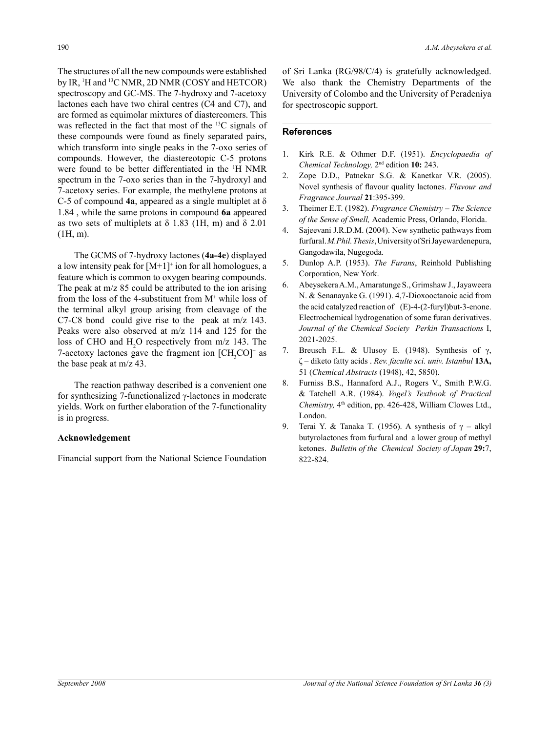The structures of all the new compounds were established by IR, $^{1}H$ and $^{13}C$ NMR, 2D NMR (COSY and HETCOR) spectroscopy and GC-MS. The 7-hydroxy and 7-acetoxy lactones each have two chiral centres (C4 and C7), and are formed as equimolar mixtures of diastereomers. This was reflected in the fact that most of the $^{13}C$ signals of these compounds were found as finely separated pairs, which transform into single peaks in the 7-oxo series of compounds. However, the diastereotopic C-5 protons were found to be better differentiated in the $^{1}H$ NMR spectrum in the 7-oxo series than in the 7-hydroxyl and 7-acetoxy series. For example, the methylene protons at C-5 of compound **4a**, appeared as a single multiplet at $\delta$ 1.84 , while the same protons in compound **6a** appeared as two sets of multiplets at $\delta$ 1.83 (1H, m) and $\delta$ 2.01 (1H, m).

The GCMS of 7-hydroxy lactones (**4a-4e**) displayed a low intensity peak for $[M+1]^+$ ion for all homologues, a feature which is common to oxygen bearing compounds. The peak at m/z 85 could be attributed to the ion arising from the loss of the 4-substituent from $M^+$ while loss of the terminal alkyl group arising from cleavage of the C7-C8 bond could give rise to the peak at m/z 143. Peaks were also observed at m/z 114 and 125 for the loss of CHO and $H_2O$ respectively from m/z 143. The 7-acetoxy lactones gave the fragment ion $[CH_3CO]^+$ as the base peak at m/z 43.

The reaction pathway described is a convenient one for synthesizing 7-functionalized γ-lactones in moderate yields. Work on further elaboration of the 7-functionality is in progress.

### Acknowledgement

Financial support from the National Science Foundation of Sri Lanka (RG/98/C/4) is gratefully acknowledged. We also thank the Chemistry Departments of the University of Colombo and the University of Peradeniya for spectroscopic support.

## References

1. Kirk R.E. & Othmer D.F. (1951). *Encyclopaedia of Chemical Technology,* 2nd edition **10:** 243.
2. Zope D.D., Patnekar S.G. & Kanetkar V.R. (2005). Novel synthesis of flavour quality lactones. *Flavour and Fragrance Journal* **21**:395-399.
3. Theimer E.T. (1982). *Fragrance Chemistry – The Science of the Sense of Smell,* Academic Press, Orlando, Florida.
4. Sajeevani J.R.D.M. (2004). New synthetic pathways from furfural. *M.Phil. Thesis*, University of Sri Jayewardenepura, Gangodawila, Nugegoda.
5. Dunlop A.P. (1953). *The Furans*, Reinhold Publishing Corporation, New York.
6. Abeysekera A.M., Amaratunge S., Grimshaw J., Jayaweera N. & Senanayake G. (1991). 4,7-Dioxooctanoic acid from the acid catalyzed reaction of (E)-4-(2-furyl)but-3-enone. Electrochemical hydrogenation of some furan derivatives. *Journal of the Chemical Society Perkin Transactions* I, 2021-2025.
7. Breusch F.L. & Ulusoy E. (1948). Synthesis of γ, ζ – diketo fatty acids . *Rev. faculte sci. univ. Istanbul* **13A,** 51 (*Chemical Abstracts* (1948), 42, 5850).
8. Furniss B.S., Hannaford A.J., Rogers V., Smith P.W.G. & Tatchell A.R. (1984). *Vogel's Textbook of Practical Chemistry,* 4th edition, pp. 426-428, William Clowes Ltd., London.
9. Terai Y. & Tanaka T. (1956). A synthesis of γ – alkyl butyrolactones from furfural and a lower group of methyl ketones. *Bulletin of the Chemical Society of Japan* **29:**7, 822-824.